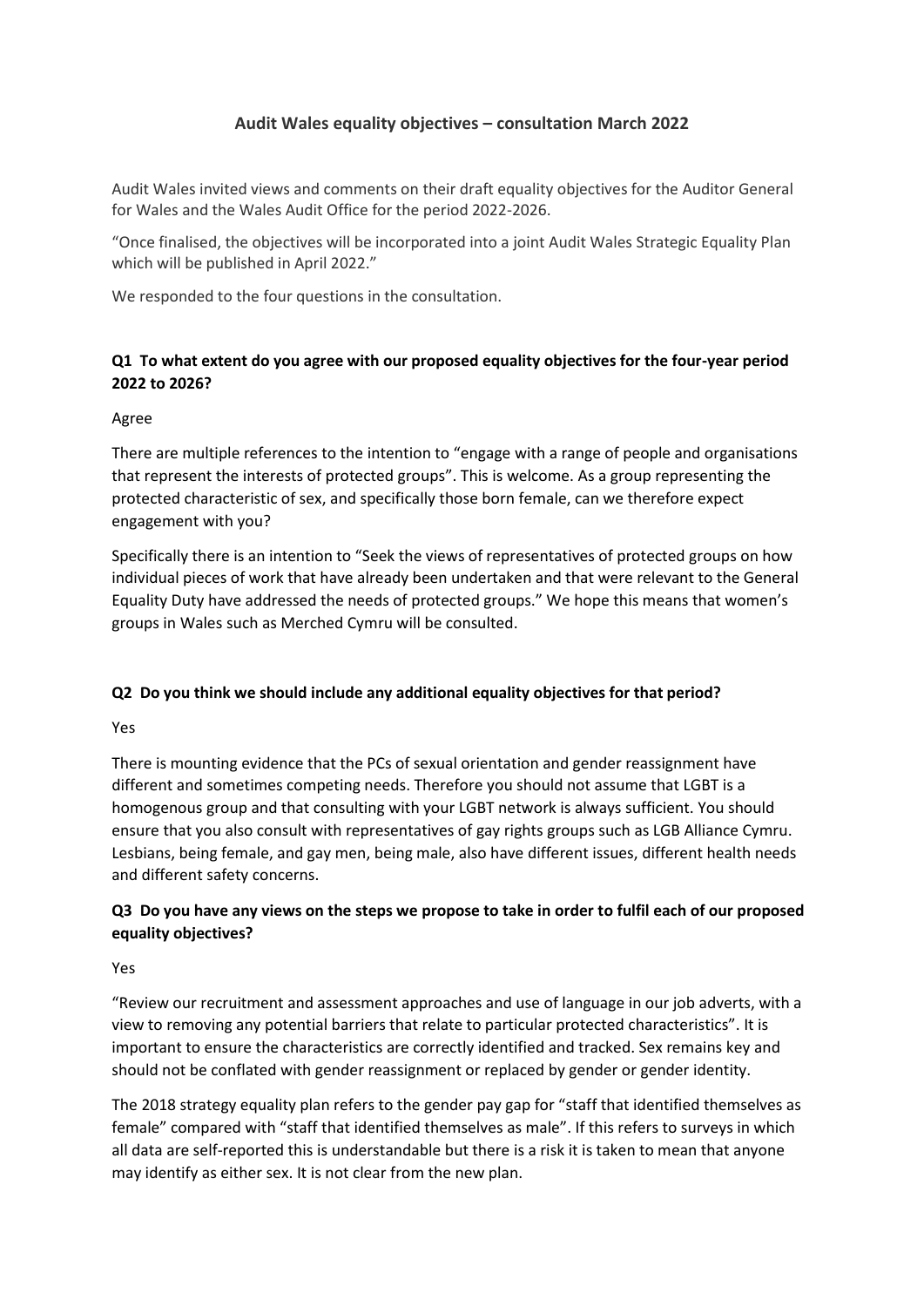# Audit Wales equality objectives – consultation March 2022

Audit Wales invited views and comments on their draft equality objectives for the Auditor General for Wales and the Wales Audit Office for the period 2022-2026.

"Once finalised, the objectives will be incorporated into a joint Audit Wales Strategic Equality Plan which will be published in April 2022."

We responded to the four questions in the consultation.

### Q1 To what extent do you agree with our proposed equality objectives for the four-year period 2022 to 2026?

Agree

There are multiple references to the intention to "engage with a range of people and organisations that represent the interests of protected groups". This is welcome. As a group representing the protected characteristic of sex, and specifically those born female, can we therefore expect engagement with you?

Specifically there is an intention to "Seek the views of representatives of protected groups on how individual pieces of work that have already been undertaken and that were relevant to the General Equality Duty have addressed the needs of protected groups." We hope this means that women's groups in Wales such as Merched Cymru will be consulted.

### Q2 Do you think we should include any additional equality objectives for that period?

Yes

There is mounting evidence that the PCs of sexual orientation and gender reassignment have different and sometimes competing needs. Therefore you should not assume that LGBT is a homogenous group and that consulting with your LGBT network is always sufficient. You should ensure that you also consult with representatives of gay rights groups such as LGB Alliance Cymru. Lesbians, being female, and gay men, being male, also have different issues, different health needs and different safety concerns.

### Q3 Do you have any views on the steps we propose to take in order to fulfil each of our proposed equality objectives?

Yes

"Review our recruitment and assessment approaches and use of language in our job adverts, with a view to removing any potential barriers that relate to particular protected characteristics". It is important to ensure the characteristics are correctly identified and tracked. Sex remains key and should not be conflated with gender reassignment or replaced by gender or gender identity.

The 2018 strategy equality plan refers to the gender pay gap for "staff that identified themselves as female" compared with "staff that identified themselves as male". If this refers to surveys in which all data are self-reported this is understandable but there is a risk it is taken to mean that anyone may identify as either sex. It is not clear from the new plan.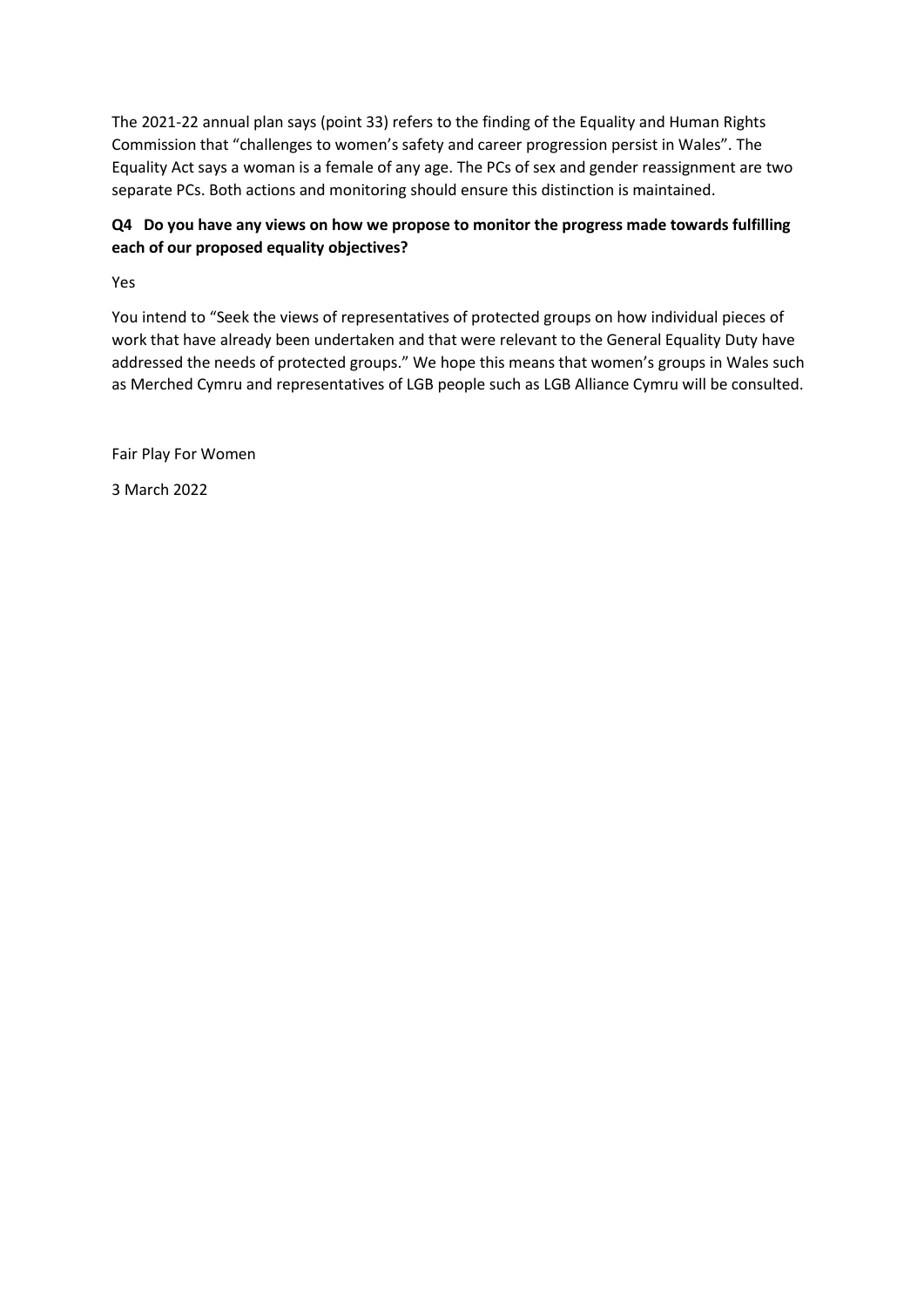The 2021-22 annual plan says (point 33) refers to the finding of the Equality and Human Rights Commission that "challenges to women's safety and career progression persist in Wales". The Equality Act says a woman is a female of any age. The PCs of sex and gender reassignment are two separate PCs. Both actions and monitoring should ensure this distinction is maintained.

**Q4 Do you have any views on how we propose to monitor the progress made towards fulfilling each of our proposed equality objectives?**

Yes

You intend to "Seek the views of representatives of protected groups on how individual pieces of work that have already been undertaken and that were relevant to the General Equality Duty have addressed the needs of protected groups." We hope this means that women's groups in Wales such as Merched Cymru and representatives of LGB people such as LGB Alliance Cymru will be consulted.

Fair Play For Women

3 March 2022